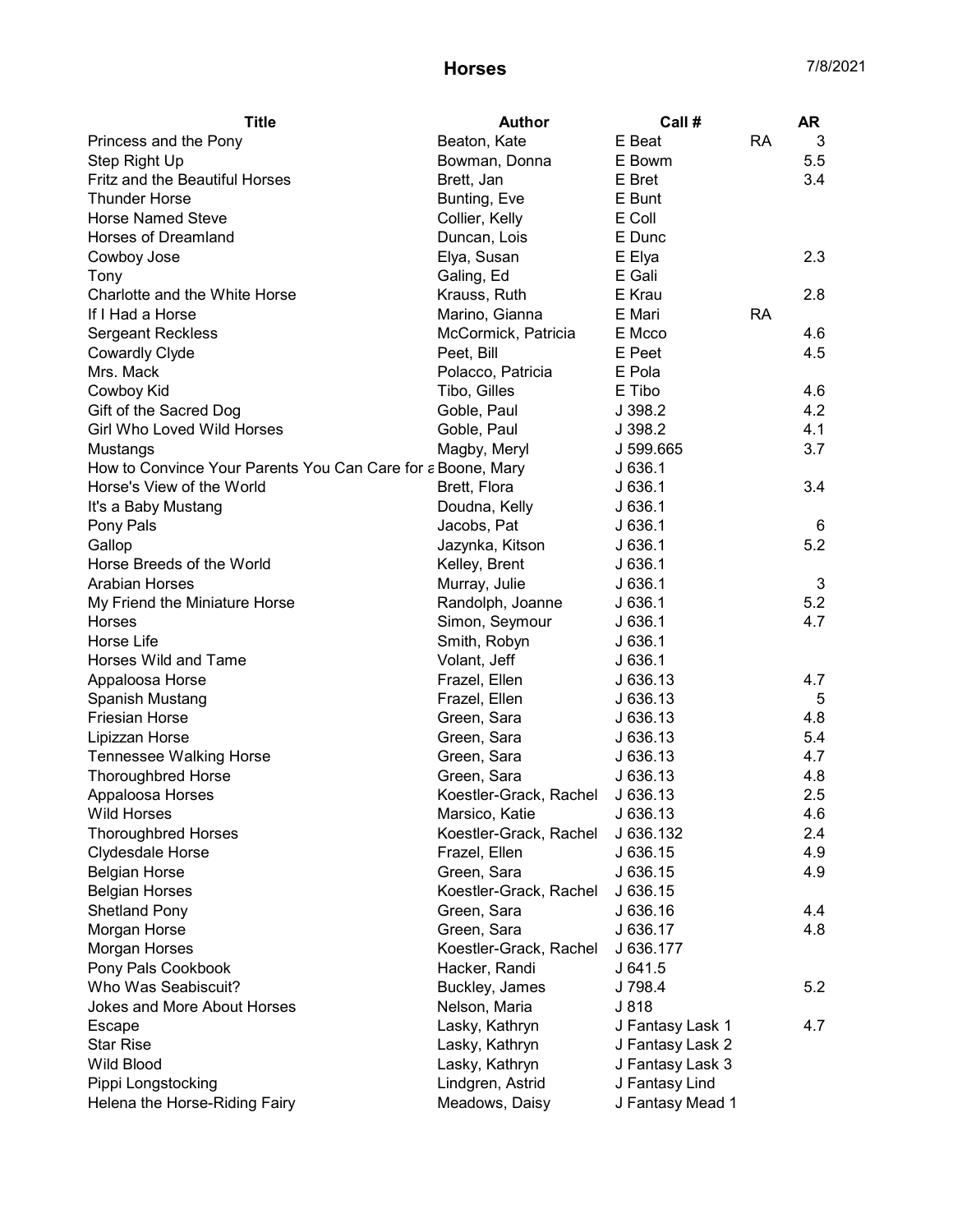# Horses

7/8/2021

| Title | Author | Call # | | AR |
|---|---|---|---|---|
| Princess and the Pony | Beaton, Kate | E Beat | RA | 3 |
| Step Right Up | Bowman, Donna | E Bowm | | 5.5 |
| Fritz and the Beautiful Horses | Brett, Jan | E Bret | | 3.4 |
| Thunder Horse | Bunting, Eve | E Bunt | | |
| Horse Named Steve | Collier, Kelly | E Coll | | |
| Horses of Dreamland | Duncan, Lois | E Dunc | | |
| Cowboy Jose | Elya, Susan | E Elya | | 2.3 |
| Tony | Galing, Ed | E Gali | | |
| Charlotte and the White Horse | Krauss, Ruth | E Krau | | 2.8 |
| If I Had a Horse | Marino, Gianna | E Mari | RA | |
| Sergeant Reckless | McCormick, Patricia | E Mcco | | 4.6 |
| Cowardly Clyde | Peet, Bill | E Peet | | 4.5 |
| Mrs. Mack | Polacco, Patricia | E Pola | | |
| Cowboy Kid | Tibo, Gilles | E Tibo | | 4.6 |
| Gift of the Sacred Dog | Goble, Paul | J 398.2 | | 4.2 |
| Girl Who Loved Wild Horses | Goble, Paul | J 398.2 | | 4.1 |
| Mustangs | Magby, Meryl | J 599.665 | | 3.7 |
| How to Convince Your Parents You Can Care for a | Boone, Mary | J 636.1 | | |
| Horse's View of the World | Brett, Flora | J 636.1 | | 3.4 |
| It's a Baby Mustang | Doudna, Kelly | J 636.1 | | |
| Pony Pals | Jacobs, Pat | J 636.1 | | 6 |
| Gallop | Jazynka, Kitson | J 636.1 | | 5.2 |
| Horse Breeds of the World | Kelley, Brent | J 636.1 | | |
| Arabian Horses | Murray, Julie | J 636.1 | | 3 |
| My Friend the Miniature Horse | Randolph, Joanne | J 636.1 | | 5.2 |
| Horses | Simon, Seymour | J 636.1 | | 4.7 |
| Horse Life | Smith, Robyn | J 636.1 | | |
| Horses Wild and Tame | Volant, Jeff | J 636.1 | | |
| Appaloosa Horse | Frazel, Ellen | J 636.13 | | 4.7 |
| Spanish Mustang | Frazel, Ellen | J 636.13 | | 5 |
| Friesian Horse | Green, Sara | J 636.13 | | 4.8 |
| Lipizzan Horse | Green, Sara | J 636.13 | | 5.4 |
| Tennessee Walking Horse | Green, Sara | J 636.13 | | 4.7 |
| Thoroughbred Horse | Green, Sara | J 636.13 | | 4.8 |
| Appaloosa Horses | Koestler-Grack, Rachel | J 636.13 | | 2.5 |
| Wild Horses | Marsico, Katie | J 636.13 | | 4.6 |
| Thoroughbred Horses | Koestler-Grack, Rachel | J 636.132 | | 2.4 |
| Clydesdale Horse | Frazel, Ellen | J 636.15 | | 4.9 |
| Belgian Horse | Green, Sara | J 636.15 | | 4.9 |
| Belgian Horses | Koestler-Grack, Rachel | J 636.15 | | |
| Shetland Pony | Green, Sara | J 636.16 | | 4.4 |
| Morgan Horse | Green, Sara | J 636.17 | | 4.8 |
| Morgan Horses | Koestler-Grack, Rachel | J 636.177 | | |
| Pony Pals Cookbook | Hacker, Randi | J 641.5 | | |
| Who Was Seabiscuit? | Buckley, James | J 798.4 | | 5.2 |
| Jokes and More About Horses | Nelson, Maria | J 818 | | |
| Escape | Lasky, Kathryn | J Fantasy Lask 1 | | 4.7 |
| Star Rise | Lasky, Kathryn | J Fantasy Lask 2 | | |
| Wild Blood | Lasky, Kathryn | J Fantasy Lask 3 | | |
| Pippi Longstocking | Lindgren, Astrid | J Fantasy Lind | | |
| Helena the Horse-Riding Fairy | Meadows, Daisy | J Fantasy Mead 1 | | |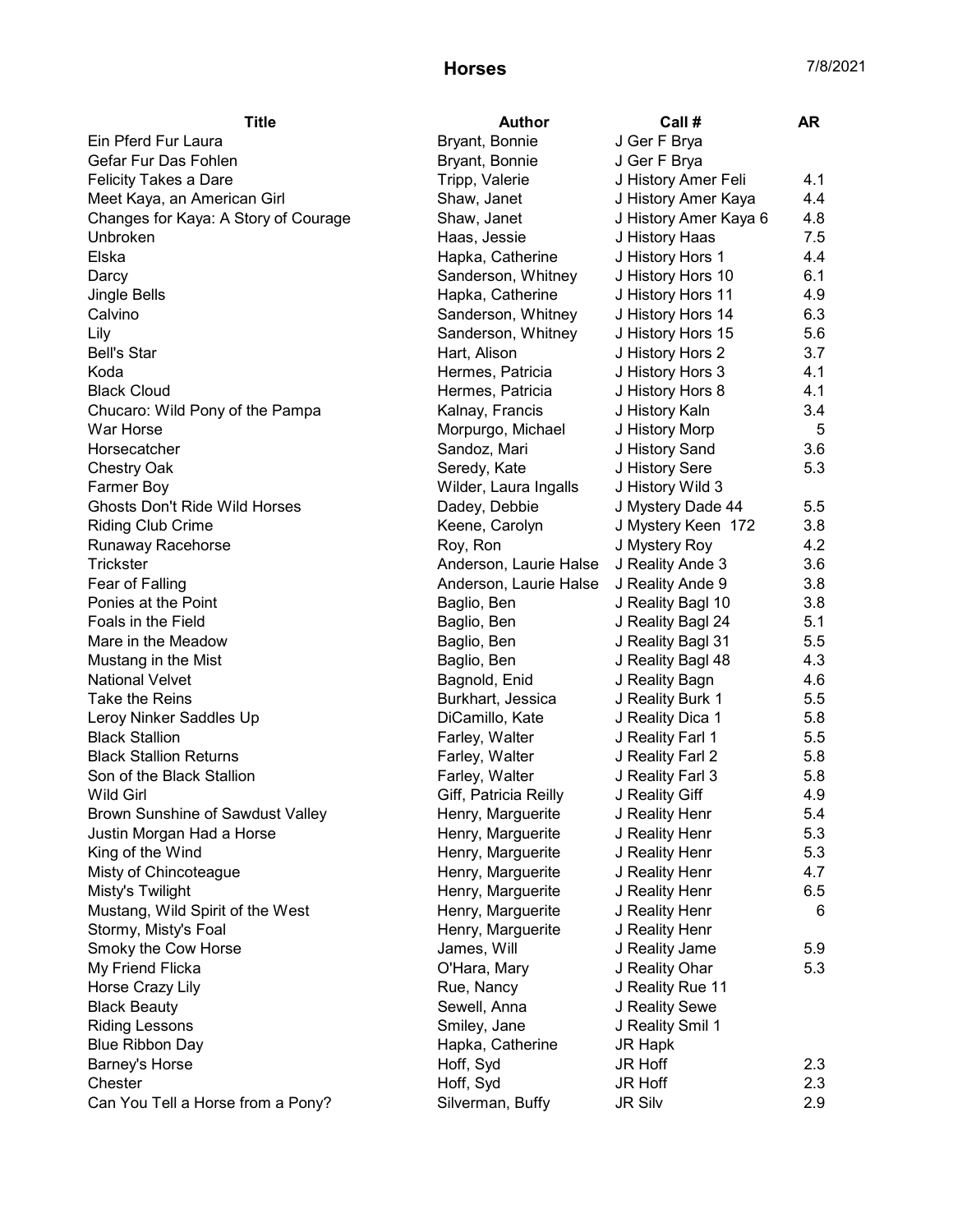# Horses

7/8/2021

| Title | Author | Call # | AR |
|---|---|---|---|
| Ein Pferd Fur Laura | Bryant, Bonnie | J Ger F Brya | |
| Gefar Fur Das Fohlen | Bryant, Bonnie | J Ger F Brya | |
| Felicity Takes a Dare | Tripp, Valerie | J History Amer Feli | 4.1 |
| Meet Kaya, an American Girl | Shaw, Janet | J History Amer Kaya | 4.4 |
| Changes for Kaya: A Story of Courage | Shaw, Janet | J History Amer Kaya 6 | 4.8 |
| Unbroken | Haas, Jessie | J History Haas | 7.5 |
| Elska | Hapka, Catherine | J History Hors 1 | 4.4 |
| Darcy | Sanderson, Whitney | J History Hors 10 | 6.1 |
| Jingle Bells | Hapka, Catherine | J History Hors 11 | 4.9 |
| Calvino | Sanderson, Whitney | J History Hors 14 | 6.3 |
| Lily | Sanderson, Whitney | J History Hors 15 | 5.6 |
| Bell's Star | Hart, Alison | J History Hors 2 | 3.7 |
| Koda | Hermes, Patricia | J History Hors 3 | 4.1 |
| Black Cloud | Hermes, Patricia | J History Hors 8 | 4.1 |
| Chucaro: Wild Pony of the Pampa | Kalnay, Francis | J History Kaln | 3.4 |
| War Horse | Morpurgo, Michael | J History Morp | 5 |
| Horsecatcher | Sandoz, Mari | J History Sand | 3.6 |
| Chestry Oak | Seredy, Kate | J History Sere | 5.3 |
| Farmer Boy | Wilder, Laura Ingalls | J History Wild 3 | |
| Ghosts Don't Ride Wild Horses | Dadey, Debbie | J Mystery Dade 44 | 5.5 |
| Riding Club Crime | Keene, Carolyn | J Mystery Keen 172 | 3.8 |
| Runaway Racehorse | Roy, Ron | J Mystery Roy | 4.2 |
| Trickster | Anderson, Laurie Halse | J Reality Ande 3 | 3.6 |
| Fear of Falling | Anderson, Laurie Halse | J Reality Ande 9 | 3.8 |
| Ponies at the Point | Baglio, Ben | J Reality Bagl 10 | 3.8 |
| Foals in the Field | Baglio, Ben | J Reality Bagl 24 | 5.1 |
| Mare in the Meadow | Baglio, Ben | J Reality Bagl 31 | 5.5 |
| Mustang in the Mist | Baglio, Ben | J Reality Bagl 48 | 4.3 |
| National Velvet | Bagnold, Enid | J Reality Bagn | 4.6 |
| Take the Reins | Burkhart, Jessica | J Reality Burk 1 | 5.5 |
| Leroy Ninker Saddles Up | DiCamillo, Kate | J Reality Dica 1 | 5.8 |
| Black Stallion | Farley, Walter | J Reality Farl 1 | 5.5 |
| Black Stallion Returns | Farley, Walter | J Reality Farl 2 | 5.8 |
| Son of the Black Stallion | Farley, Walter | J Reality Farl 3 | 5.8 |
| Wild Girl | Giff, Patricia Reilly | J Reality Giff | 4.9 |
| Brown Sunshine of Sawdust Valley | Henry, Marguerite | J Reality Henr | 5.4 |
| Justin Morgan Had a Horse | Henry, Marguerite | J Reality Henr | 5.3 |
| King of the Wind | Henry, Marguerite | J Reality Henr | 5.3 |
| Misty of Chincoteague | Henry, Marguerite | J Reality Henr | 4.7 |
| Misty's Twilight | Henry, Marguerite | J Reality Henr | 6.5 |
| Mustang, Wild Spirit of the West | Henry, Marguerite | J Reality Henr | 6 |
| Stormy, Misty's Foal | Henry, Marguerite | J Reality Henr | |
| Smoky the Cow Horse | James, Will | J Reality Jame | 5.9 |
| My Friend Flicka | O'Hara, Mary | J Reality Ohar | 5.3 |
| Horse Crazy Lily | Rue, Nancy | J Reality Rue 11 | |
| Black Beauty | Sewell, Anna | J Reality Sewe | |
| Riding Lessons | Smiley, Jane | J Reality Smil 1 | |
| Blue Ribbon Day | Hapka, Catherine | JR Hapk | |
| Barney's Horse | Hoff, Syd | JR Hoff | 2.3 |
| Chester | Hoff, Syd | JR Hoff | 2.3 |
| Can You Tell a Horse from a Pony? | Silverman, Buffy | JR Silv | 2.9 |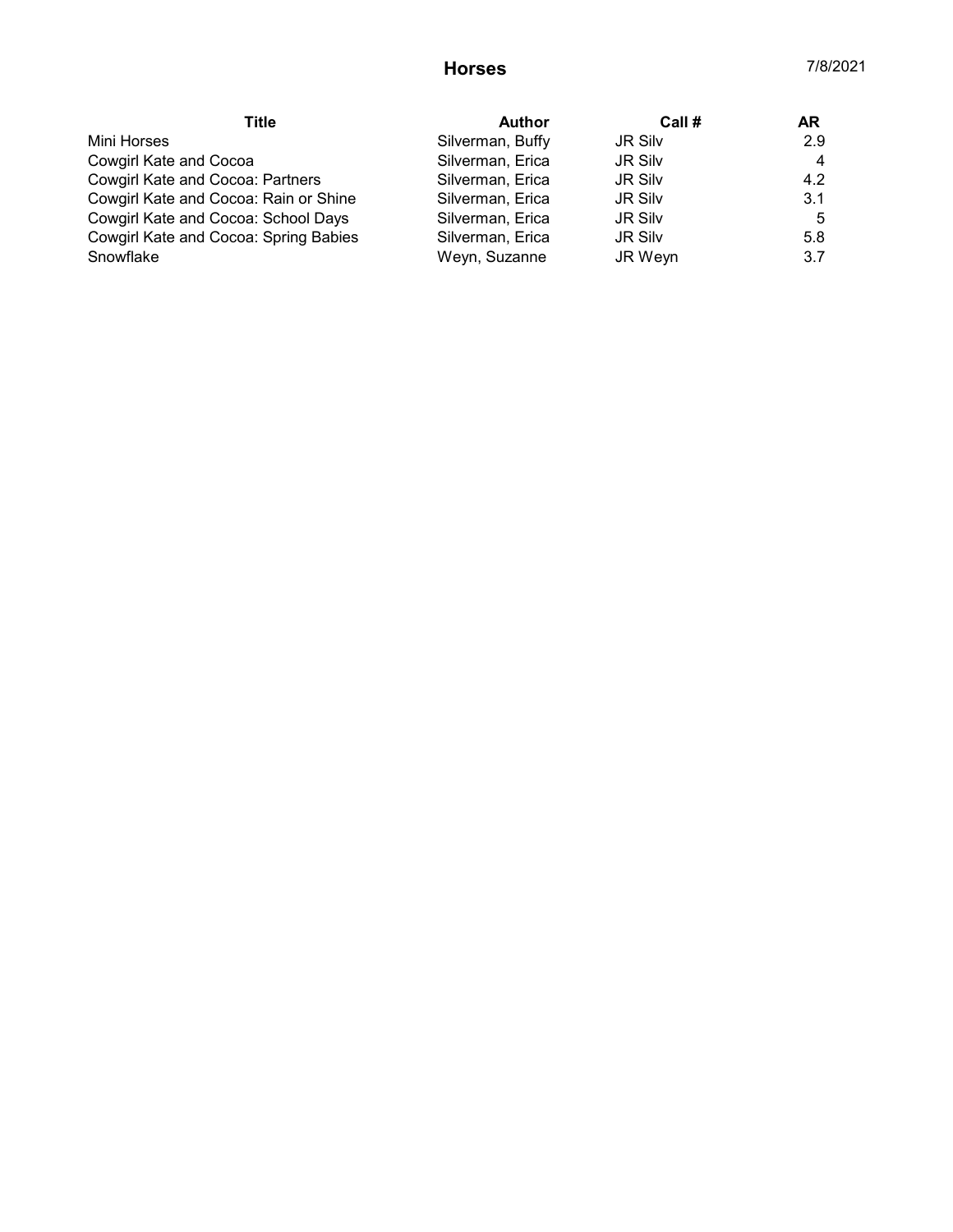# Horses

7/8/2021

| Title | Author | Call # | AR |
|---|---|---|---|
| Mini Horses | Silverman, Buffy | JR Silv | 2.9 |
| Cowgirl Kate and Cocoa | Silverman, Erica | JR Silv | 4 |
| Cowgirl Kate and Cocoa: Partners | Silverman, Erica | JR Silv | 4.2 |
| Cowgirl Kate and Cocoa: Rain or Shine | Silverman, Erica | JR Silv | 3.1 |
| Cowgirl Kate and Cocoa: School Days | Silverman, Erica | JR Silv | 5 |
| Cowgirl Kate and Cocoa: Spring Babies | Silverman, Erica | JR Silv | 5.8 |
| Snowflake | Weyn, Suzanne | JR Weyn | 3.7 |